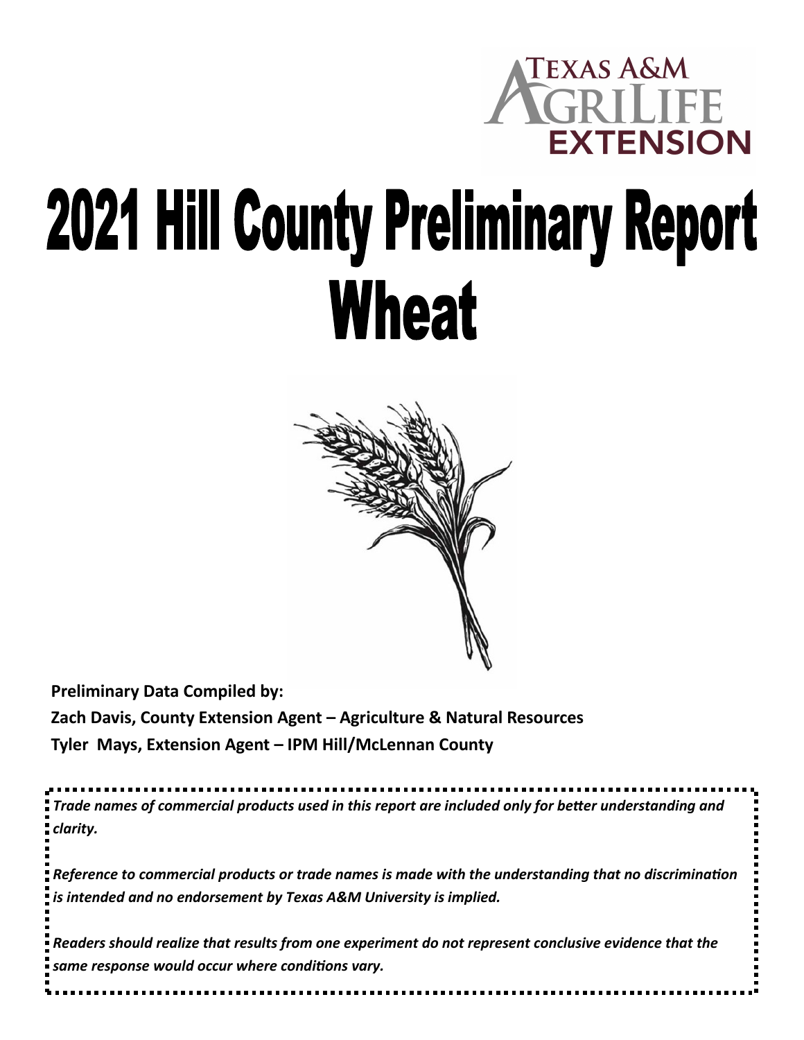TEXAS A&M AGRILIFE EXTENSION

# 2021 Hill County Preliminary Report Wheat

**Preliminary Data Compiled by:**

**Zach Davis, County Extension Agent – Agriculture & Natural Resources**

**Tyler Mays, Extension Agent – IPM Hill/McLennan County**

***Trade names of commercial products used in this report are included only for better understanding and clarity.***

***Reference to commercial products or trade names is made with the understanding that no discrimination is intended and no endorsement by Texas A&M University is implied.***

***Readers should realize that results from one experiment do not represent conclusive evidence that the same response would occur where conditions vary.***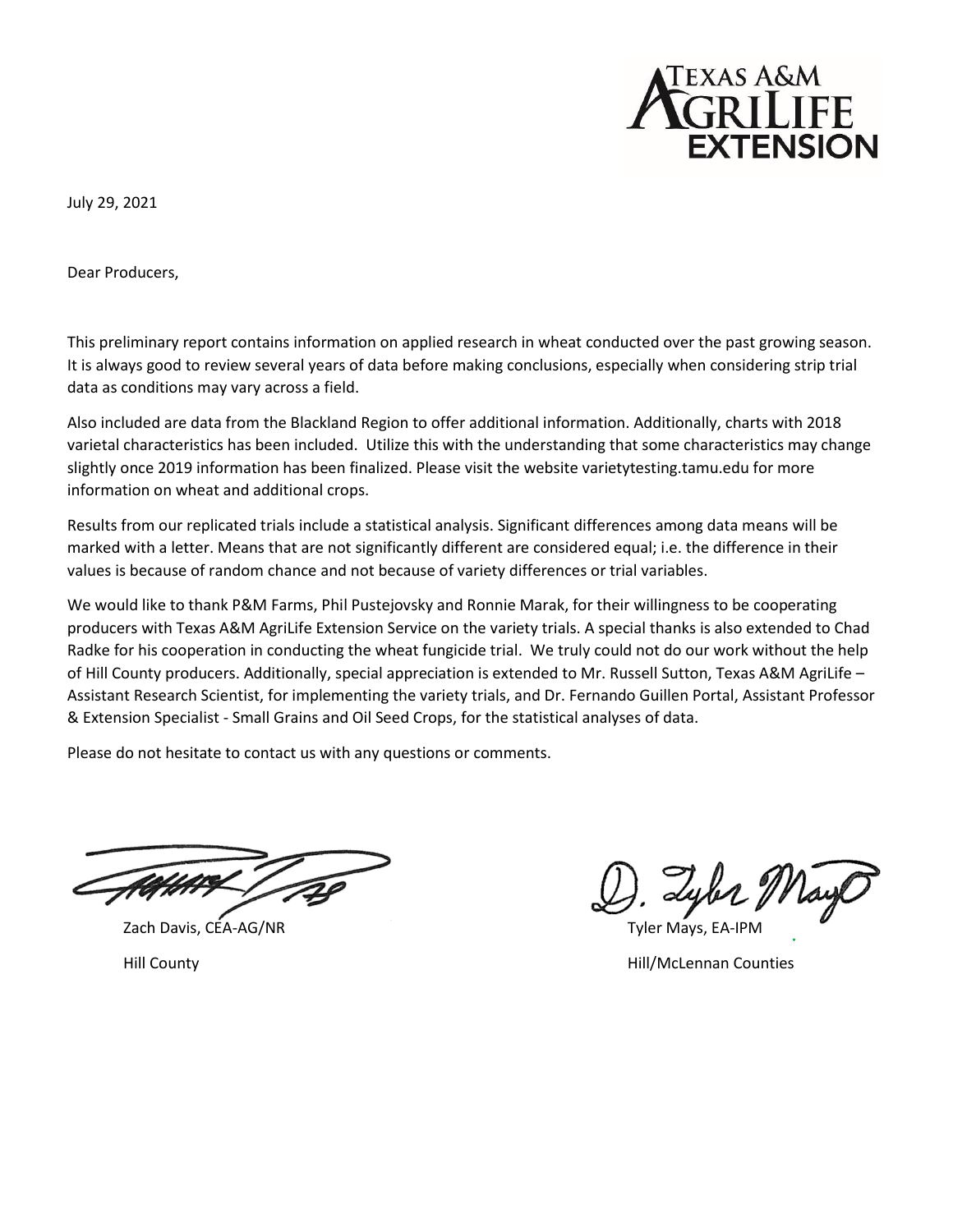TEXAS A&M AGRILIFE EXTENSION

July 29, 2021

Dear Producers,

This preliminary report contains information on applied research in wheat conducted over the past growing season. It is always good to review several years of data before making conclusions, especially when considering strip trial data as conditions may vary across a field.

Also included are data from the Blackland Region to offer additional information. Additionally, charts with 2018 varietal characteristics has been included. Utilize this with the understanding that some characteristics may change slightly once 2019 information has been finalized. Please visit the website varietytesting.tamu.edu for more information on wheat and additional crops.

Results from our replicated trials include a statistical analysis. Significant differences among data means will be marked with a letter. Means that are not significantly different are considered equal; i.e. the difference in their values is because of random chance and not because of variety differences or trial variables.

We would like to thank P&M Farms, Phil Pustejovsky and Ronnie Marak, for their willingness to be cooperating producers with Texas A&M AgriLife Extension Service on the variety trials. A special thanks is also extended to Chad Radke for his cooperation in conducting the wheat fungicide trial. We truly could not do our work without the help of Hill County producers. Additionally, special appreciation is extended to Mr. Russell Sutton, Texas A&M AgriLife – Assistant Research Scientist, for implementing the variety trials, and Dr. Fernando Guillen Portal, Assistant Professor & Extension Specialist - Small Grains and Oil Seed Crops, for the statistical analyses of data.

Please do not hesitate to contact us with any questions or comments.

Zach Davis, CEA-AG/NR
Hill County

Tyler Mays, EA-IPM
Hill/McLennan Counties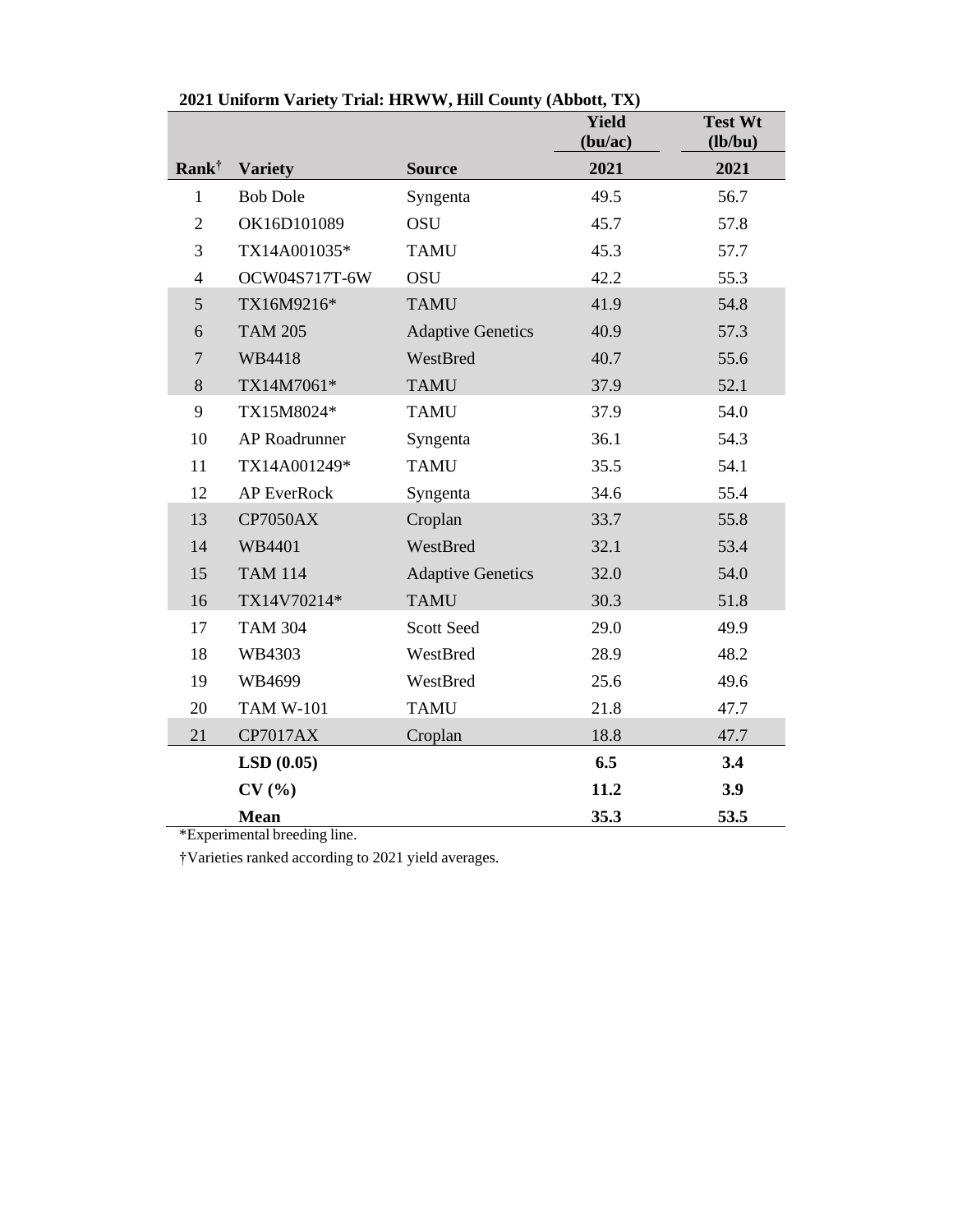**2021 Uniform Variety Trial: HRWW, Hill County (Abbott, TX)**

| | | | Yield (bu/ac) | Test Wt (lb/bu) |
|---|---|---|---|---|
| **Rank†** | **Variety** | **Source** | **2021** | **2021** |
| 1 | Bob Dole | Syngenta | 49.5 | 56.7 |
| 2 | OK16D101089 | OSU | 45.7 | 57.8 |
| 3 | TX14A001035* | TAMU | 45.3 | 57.7 |
| 4 | OCW04S717T-6W | OSU | 42.2 | 55.3 |
| 5 | TX16M9216* | TAMU | 41.9 | 54.8 |
| 6 | TAM 205 | Adaptive Genetics | 40.9 | 57.3 |
| 7 | WB4418 | WestBred | 40.7 | 55.6 |
| 8 | TX14M7061* | TAMU | 37.9 | 52.1 |
| 9 | TX15M8024* | TAMU | 37.9 | 54.0 |
| 10 | AP Roadrunner | Syngenta | 36.1 | 54.3 |
| 11 | TX14A001249* | TAMU | 35.5 | 54.1 |
| 12 | AP EverRock | Syngenta | 34.6 | 55.4 |
| 13 | CP7050AX | Croplan | 33.7 | 55.8 |
| 14 | WB4401 | WestBred | 32.1 | 53.4 |
| 15 | TAM 114 | Adaptive Genetics | 32.0 | 54.0 |
| 16 | TX14V70214* | TAMU | 30.3 | 51.8 |
| 17 | TAM 304 | Scott Seed | 29.0 | 49.9 |
| 18 | WB4303 | WestBred | 28.9 | 48.2 |
| 19 | WB4699 | WestBred | 25.6 | 49.6 |
| 20 | TAM W-101 | TAMU | 21.8 | 47.7 |
| 21 | CP7017AX | Croplan | 18.8 | 47.7 |
| | **LSD (0.05)** | | **6.5** | **3.4** |
| | **CV (%)** | | **11.2** | **3.9** |
| | **Mean** | | **35.3** | **53.5** |

*Experimental breeding line.

†Varieties ranked according to 2021 yield averages.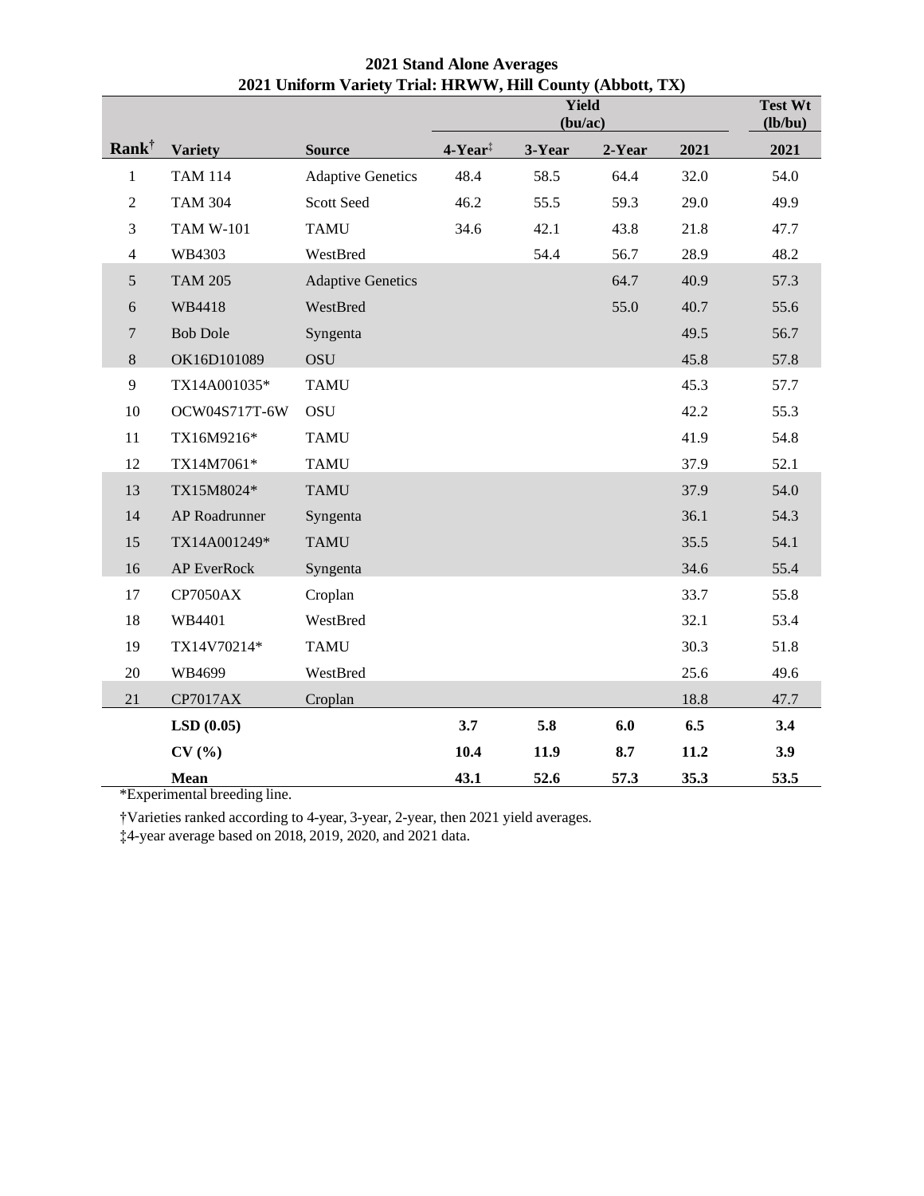**2021 Stand Alone Averages**

**2021 Uniform Variety Trial: HRWW, Hill County (Abbott, TX)**

| | | | Yield (bu/ac) | | | | Test Wt (lb/bu) |
|---|---|---|---|---|---|---|---|
| **Rank**† | **Variety** | **Source** | **4-Year**‡ | **3-Year** | **2-Year** | **2021** | **2021** |
| 1 | TAM 114 | Adaptive Genetics | 48.4 | 58.5 | 64.4 | 32.0 | 54.0 |
| 2 | TAM 304 | Scott Seed | 46.2 | 55.5 | 59.3 | 29.0 | 49.9 |
| 3 | TAM W-101 | TAMU | 34.6 | 42.1 | 43.8 | 21.8 | 47.7 |
| 4 | WB4303 | WestBred | | 54.4 | 56.7 | 28.9 | 48.2 |
| 5 | TAM 205 | Adaptive Genetics | | | 64.7 | 40.9 | 57.3 |
| 6 | WB4418 | WestBred | | | 55.0 | 40.7 | 55.6 |
| 7 | Bob Dole | Syngenta | | | | 49.5 | 56.7 |
| 8 | OK16D101089 | OSU | | | | 45.8 | 57.8 |
| 9 | TX14A001035* | TAMU | | | | 45.3 | 57.7 |
| 10 | OCW04S717T-6W | OSU | | | | 42.2 | 55.3 |
| 11 | TX16M9216* | TAMU | | | | 41.9 | 54.8 |
| 12 | TX14M7061* | TAMU | | | | 37.9 | 52.1 |
| 13 | TX15M8024* | TAMU | | | | 37.9 | 54.0 |
| 14 | AP Roadrunner | Syngenta | | | | 36.1 | 54.3 |
| 15 | TX14A001249* | TAMU | | | | 35.5 | 54.1 |
| 16 | AP EverRock | Syngenta | | | | 34.6 | 55.4 |
| 17 | CP7050AX | Croplan | | | | 33.7 | 55.8 |
| 18 | WB4401 | WestBred | | | | 32.1 | 53.4 |
| 19 | TX14V70214* | TAMU | | | | 30.3 | 51.8 |
| 20 | WB4699 | WestBred | | | | 25.6 | 49.6 |
| 21 | CP7017AX | Croplan | | | | 18.8 | 47.7 |
| | **LSD (0.05)** | | **3.7** | **5.8** | **6.0** | **6.5** | **3.4** |
| | **CV (%)** | | **10.4** | **11.9** | **8.7** | **11.2** | **3.9** |
| | **Mean** | | **43.1** | **52.6** | **57.3** | **35.3** | **53.5** |

*Experimental breeding line.

†Varieties ranked according to 4-year, 3-year, 2-year, then 2021 yield averages.

‡4-year average based on 2018, 2019, 2020, and 2021 data.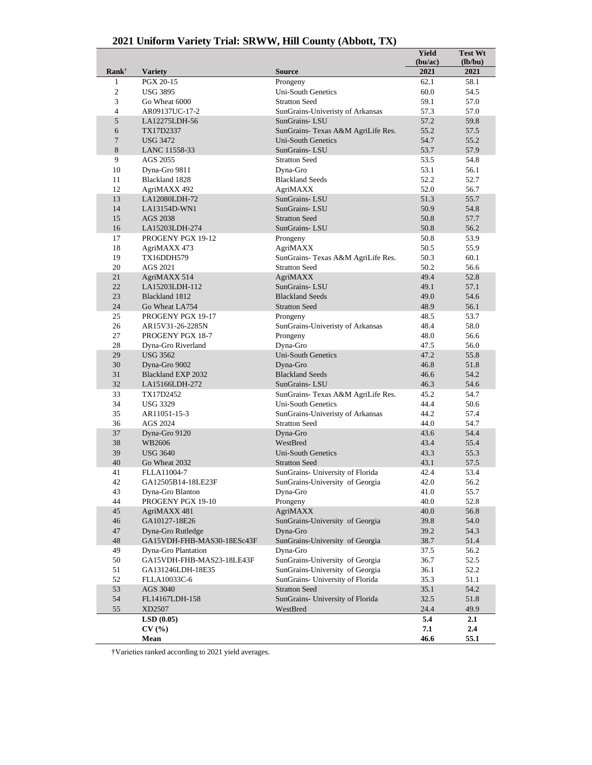## 2021 Uniform Variety Trial: SRWW, Hill County (Abbott, TX)

| Rank† | Variety | Source | Yield (bu/ac) 2021 | Test Wt (lb/bu) 2021 |
|---|---|---|---|---|
| 1 | PGX 20-15 | Prongeny | 62.1 | 58.1 |
| 2 | USG 3895 | Uni-South Genetics | 60.0 | 54.5 |
| 3 | Go Wheat 6000 | Stratton Seed | 59.1 | 57.0 |
| 4 | AR09137UC-17-2 | SunGrains-Univeristy of Arkansas | 57.3 | 57.0 |
| 5 | LA12275LDH-56 | SunGrains- LSU | 57.2 | 59.8 |
| 6 | TX17D2337 | SunGrains- Texas A&M AgriLife Res. | 55.2 | 57.5 |
| 7 | USG 3472 | Uni-South Genetics | 54.7 | 55.2 |
| 8 | LANC 11558-33 | SunGrains- LSU | 53.7 | 57.9 |
| 9 | AGS 2055 | Stratton Seed | 53.5 | 54.8 |
| 10 | Dyna-Gro 9811 | Dyna-Gro | 53.1 | 56.1 |
| 11 | Blackland 1828 | Blackland Seeds | 52.2 | 52.7 |
| 12 | AgriMAXX 492 | AgriMAXX | 52.0 | 56.7 |
| 13 | LA12080LDH-72 | SunGrains- LSU | 51.3 | 55.7 |
| 14 | LA13154D-WN1 | SunGrains- LSU | 50.9 | 54.8 |
| 15 | AGS 2038 | Stratton Seed | 50.8 | 57.7 |
| 16 | LA15203LDH-274 | SunGrains- LSU | 50.8 | 56.2 |
| 17 | PROGENY PGX 19-12 | Prongeny | 50.8 | 53.9 |
| 18 | AgriMAXX 473 | AgriMAXX | 50.5 | 55.9 |
| 19 | TX16DDH579 | SunGrains- Texas A&M AgriLife Res. | 50.3 | 60.1 |
| 20 | AGS 2021 | Stratton Seed | 50.2 | 56.6 |
| 21 | AgriMAXX 514 | AgriMAXX | 49.4 | 52.8 |
| 22 | LA15203LDH-112 | SunGrains- LSU | 49.1 | 57.1 |
| 23 | Blackland 1812 | Blackland Seeds | 49.0 | 54.6 |
| 24 | Go Wheat LA754 | Stratton Seed | 48.9 | 56.1 |
| 25 | PROGENY PGX 19-17 | Prongeny | 48.5 | 53.7 |
| 26 | AR15V31-26-2285N | SunGrains-Univeristy of Arkansas | 48.4 | 58.0 |
| 27 | PROGENY PGX 18-7 | Prongeny | 48.0 | 56.6 |
| 28 | Dyna-Gro Riverland | Dyna-Gro | 47.5 | 56.0 |
| 29 | USG 3562 | Uni-South Genetics | 47.2 | 55.8 |
| 30 | Dyna-Gro 9002 | Dyna-Gro | 46.8 | 51.8 |
| 31 | Blackland EXP 2032 | Blackland Seeds | 46.6 | 54.2 |
| 32 | LA15166LDH-272 | SunGrains- LSU | 46.3 | 54.6 |
| 33 | TX17D2452 | SunGrains- Texas A&M AgriLife Res. | 45.2 | 54.7 |
| 34 | USG 3329 | Uni-South Genetics | 44.4 | 50.6 |
| 35 | AR11051-15-3 | SunGrains-Univeristy of Arkansas | 44.2 | 57.4 |
| 36 | AGS 2024 | Stratton Seed | 44.0 | 54.7 |
| 37 | Dyna-Gro 9120 | Dyna-Gro | 43.6 | 54.4 |
| 38 | WB2606 | WestBred | 43.4 | 55.4 |
| 39 | USG 3640 | Uni-South Genetics | 43.3 | 55.3 |
| 40 | Go Wheat 2032 | Stratton Seed | 43.1 | 57.5 |
| 41 | FLLA11004-7 | SunGrains- University of Florida | 42.4 | 53.4 |
| 42 | GA12505B14-18LE23F | SunGrains-University of Georgia | 42.0 | 56.2 |
| 43 | Dyna-Gro Blanton | Dyna-Gro | 41.0 | 55.7 |
| 44 | PROGENY PGX 19-10 | Prongeny | 40.0 | 52.8 |
| 45 | AgriMAXX 481 | AgriMAXX | 40.0 | 56.8 |
| 46 | GA10127-18E26 | SunGrains-University of Georgia | 39.8 | 54.0 |
| 47 | Dyna-Gro Rutledge | Dyna-Gro | 39.2 | 54.3 |
| 48 | GA15VDH-FHB-MAS30-18ESc43F | SunGrains-University of Georgia | 38.7 | 51.4 |
| 49 | Dyna-Gro Plantation | Dyna-Gro | 37.5 | 56.2 |
| 50 | GA15VDH-FHB-MAS23-18LE43F | SunGrains-University of Georgia | 36.7 | 52.5 |
| 51 | GA131246LDH-18E35 | SunGrains-University of Georgia | 36.1 | 52.2 |
| 52 | FLLA10033C-6 | SunGrains- University of Florida | 35.3 | 51.1 |
| 53 | AGS 3040 | Stratton Seed | 35.1 | 54.2 |
| 54 | FL14167LDH-158 | SunGrains- University of Florida | 32.5 | 51.8 |
| 55 | XD2507 | WestBred | 24.4 | 49.9 |
| | **LSD (0.05)** | | **5.4** | **2.1** |
| | **CV (%)** | | **7.1** | **2.4** |
| | **Mean** | | **46.6** | **55.1** |

†Varieties ranked according to 2021 yield averages.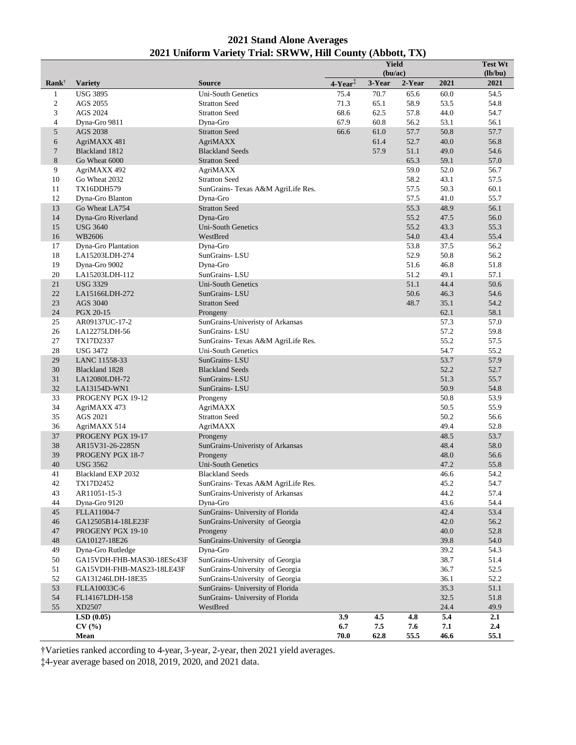# 2021 Stand Alone Averages

## 2021 Uniform Variety Trial: SRWW, Hill County (Abbott, TX)

| | | | Yield (bu/ac) | | | | Test Wt (lb/bu) |
|---|---|---|---|---|---|---|---|
| Rank† | Variety | Source | 4-Year‡ | 3-Year | 2-Year | 2021 | 2021 |
| 1 | USG 3895 | Uni-South Genetics | 75.4 | 70.7 | 65.6 | 60.0 | 54.5 |
| 2 | AGS 2055 | Stratton Seed | 71.3 | 65.1 | 58.9 | 53.5 | 54.8 |
| 3 | AGS 2024 | Stratton Seed | 68.6 | 62.5 | 57.8 | 44.0 | 54.7 |
| 4 | Dyna-Gro 9811 | Dyna-Gro | 67.9 | 60.8 | 56.2 | 53.1 | 56.1 |
| 5 | AGS 2038 | Stratton Seed | 66.6 | 61.0 | 57.7 | 50.8 | 57.7 |
| 6 | AgriMAXX 481 | AgriMAXX | | 61.4 | 52.7 | 40.0 | 56.8 |
| 7 | Blackland 1812 | Blackland Seeds | | 57.9 | 51.1 | 49.0 | 54.6 |
| 8 | Go Wheat 6000 | Stratton Seed | | | 65.3 | 59.1 | 57.0 |
| 9 | AgriMAXX 492 | AgriMAXX | | | 59.0 | 52.0 | 56.7 |
| 10 | Go Wheat 2032 | Stratton Seed | | | 58.2 | 43.1 | 57.5 |
| 11 | TX16DDH579 | SunGrains- Texas A&M AgriLife Res. | | | 57.5 | 50.3 | 60.1 |
| 12 | Dyna-Gro Blanton | Dyna-Gro | | | 57.5 | 41.0 | 55.7 |
| 13 | Go Wheat LA754 | Stratton Seed | | | 55.3 | 48.9 | 56.1 |
| 14 | Dyna-Gro Riverland | Dyna-Gro | | | 55.2 | 47.5 | 56.0 |
| 15 | USG 3640 | Uni-South Genetics | | | 55.2 | 43.3 | 55.3 |
| 16 | WB2606 | WestBred | | | 54.0 | 43.4 | 55.4 |
| 17 | Dyna-Gro Plantation | Dyna-Gro | | | 53.8 | 37.5 | 56.2 |
| 18 | LA15203LDH-274 | SunGrains- LSU | | | 52.9 | 50.8 | 56.2 |
| 19 | Dyna-Gro 9002 | Dyna-Gro | | | 51.6 | 46.8 | 51.8 |
| 20 | LA15203LDH-112 | SunGrains- LSU | | | 51.2 | 49.1 | 57.1 |
| 21 | USG 3329 | Uni-South Genetics | | | 51.1 | 44.4 | 50.6 |
| 22 | LA15166LDH-272 | SunGrains- LSU | | | 50.6 | 46.3 | 54.6 |
| 23 | AGS 3040 | Stratton Seed | | | 48.7 | 35.1 | 54.2 |
| 24 | PGX 20-15 | Prongeny | | | | 62.1 | 58.1 |
| 25 | AR09137UC-17-2 | SunGrains-Univeristy of Arkansas | | | | 57.3 | 57.0 |
| 26 | LA12275LDH-56 | SunGrains- LSU | | | | 57.2 | 59.8 |
| 27 | TX17D2337 | SunGrains- Texas A&M AgriLife Res. | | | | 55.2 | 57.5 |
| 28 | USG 3472 | Uni-South Genetics | | | | 54.7 | 55.2 |
| 29 | LANC 11558-33 | SunGrains- LSU | | | | 53.7 | 57.9 |
| 30 | Blackland 1828 | Blackland Seeds | | | | 52.2 | 52.7 |
| 31 | LA12080LDH-72 | SunGrains- LSU | | | | 51.3 | 55.7 |
| 32 | LA13154D-WN1 | SunGrains- LSU | | | | 50.9 | 54.8 |
| 33 | PROGENY PGX 19-12 | Prongeny | | | | 50.8 | 53.9 |
| 34 | AgriMAXX 473 | AgriMAXX | | | | 50.5 | 55.9 |
| 35 | AGS 2021 | Stratton Seed | | | | 50.2 | 56.6 |
| 36 | AgriMAXX 514 | AgriMAXX | | | | 49.4 | 52.8 |
| 37 | PROGENY PGX 19-17 | Prongeny | | | | 48.5 | 53.7 |
| 38 | AR15V31-26-2285N | SunGrains-Univeristy of Arkansas | | | | 48.4 | 58.0 |
| 39 | PROGENY PGX 18-7 | Prongeny | | | | 48.0 | 56.6 |
| 40 | USG 3562 | Uni-South Genetics | | | | 47.2 | 55.8 |
| 41 | Blackland EXP 2032 | Blackland Seeds | | | | 46.6 | 54.2 |
| 42 | TX17D2452 | SunGrains- Texas A&M AgriLife Res. | | | | 45.2 | 54.7 |
| 43 | AR11051-15-3 | SunGrains-Univeristy of Arkansas | | | | 44.2 | 57.4 |
| 44 | Dyna-Gro 9120 | Dyna-Gro | | | | 43.6 | 54.4 |
| 45 | FLLA11004-7 | SunGrains- University of Florida | | | | 42.4 | 53.4 |
| 46 | GA12505B14-18LE23F | SunGrains-University of Georgia | | | | 42.0 | 56.2 |
| 47 | PROGENY PGX 19-10 | Prongeny | | | | 40.0 | 52.8 |
| 48 | GA10127-18E26 | SunGrains-University of Georgia | | | | 39.8 | 54.0 |
| 49 | Dyna-Gro Rutledge | Dyna-Gro | | | | 39.2 | 54.3 |
| 50 | GA15VDH-FHB-MAS30-18ESc43F | SunGrains-University of Georgia | | | | 38.7 | 51.4 |
| 51 | GA15VDH-FHB-MAS23-18LE43F | SunGrains-University of Georgia | | | | 36.7 | 52.5 |
| 52 | GA131246LDH-18E35 | SunGrains-University of Georgia | | | | 36.1 | 52.2 |
| 53 | FLLA10033C-6 | SunGrains- University of Florida | | | | 35.3 | 51.1 |
| 54 | FL14167LDH-158 | SunGrains- University of Florida | | | | 32.5 | 51.8 |
| 55 | XD2507 | WestBred | | | | 24.4 | 49.9 |
| | **LSD (0.05)** | | **3.9** | **4.5** | **4.8** | **5.4** | **2.1** |
| | **CV (%)** | | **6.7** | **7.5** | **7.6** | **7.1** | **2.4** |
| | **Mean** | | **70.0** | **62.8** | **55.5** | **46.6** | **55.1** |

†Varieties ranked according to 4-year, 3-year, 2-year, then 2021 yield averages.

‡4-year average based on 2018, 2019, 2020, and 2021 data.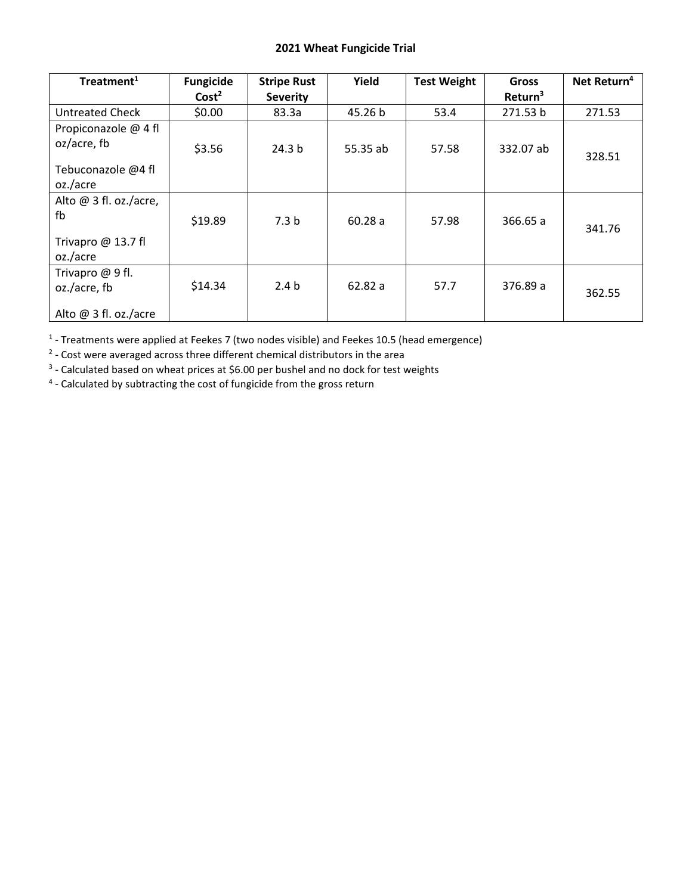**2021 Wheat Fungicide Trial**

| Treatment[1] | Fungicide Cost[2] | Stripe Rust Severity | Yield | Test Weight | Gross Return[3] | Net Return[4] |
|---|---|---|---|---|---|---|
| Untreated Check | $0.00 | 83.3a | 45.26 b | 53.4 | 271.53 b | 271.53 |
| Propiconazole @ 4 fl oz/acre, fb Tebuconazole @4 fl oz./acre | $3.56 | 24.3 b | 55.35 ab | 57.58 | 332.07 ab | 328.51 |
| Alto @ 3 fl. oz./acre, fb Trivapro @ 13.7 fl oz./acre | $19.89 | 7.3 b | 60.28 a | 57.98 | 366.65 a | 341.76 |
| Trivapro @ 9 fl. oz./acre, fb Alto @ 3 fl. oz./acre | $14.34 | 2.4 b | 62.82 a | 57.7 | 376.89 a | 362.55 |

[1] - Treatments were applied at Feekes 7 (two nodes visible) and Feekes 10.5 (head emergence)

[2] - Cost were averaged across three different chemical distributors in the area

[3] - Calculated based on wheat prices at $6.00 per bushel and no dock for test weights

[4] - Calculated by subtracting the cost of fungicide from the gross return